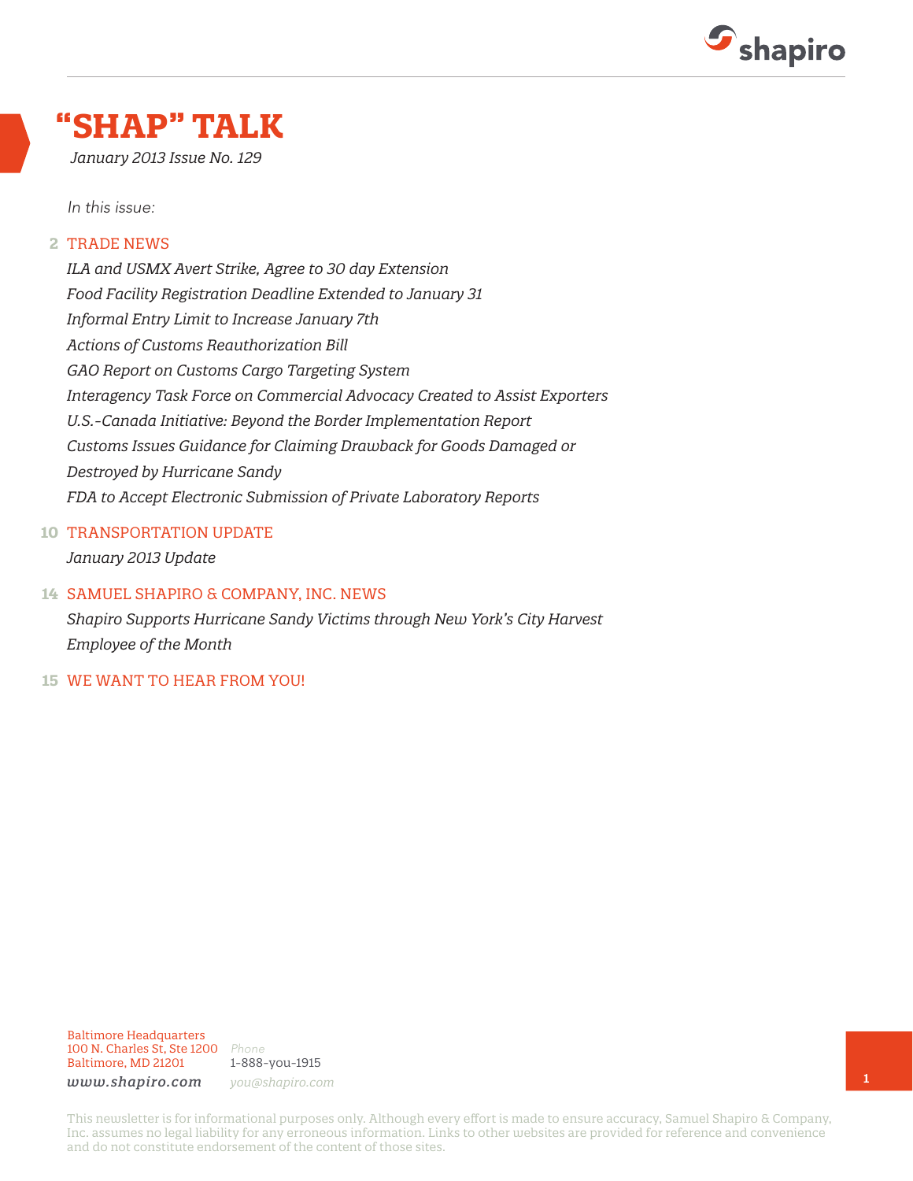shapiro

# "SHAP" TALK

*January 2013 Issue No. 129*

*In this issue:*

**2** TRADE NEWS

*ILA and USMX Avert Strike, Agree to 30 day Extension*
*Food Facility Registration Deadline Extended to January 31*
*Informal Entry Limit to Increase January 7th*
*Actions of Customs Reauthorization Bill*
*GAO Report on Customs Cargo Targeting System*
*Interagency Task Force on Commercial Advocacy Created to Assist Exporters*
*U.S.-Canada Initiative: Beyond the Border Implementation Report*
*Customs Issues Guidance for Claiming Drawback for Goods Damaged or Destroyed by Hurricane Sandy*
*FDA to Accept Electronic Submission of Private Laboratory Reports*

**10** TRANSPORTATION UPDATE

*January 2013 Update*

**14** SAMUEL SHAPIRO & COMPANY, INC. NEWS

*Shapiro Supports Hurricane Sandy Victims through New York's City Harvest*
*Employee of the Month*

**15** WE WANT TO HEAR FROM YOU!

Baltimore Headquarters
100 N. Charles St, Ste 1200
Baltimore, MD 21201
*www.shapiro.com*

*Phone*
1-888-you-1915
*you@shapiro.com*

This newsletter is for informational purposes only. Although every effort is made to ensure accuracy, Samuel Shapiro & Company, Inc. assumes no legal liability for any erroneous information. Links to other websites are provided for reference and convenience and do not constitute endorsement of the content of those sites.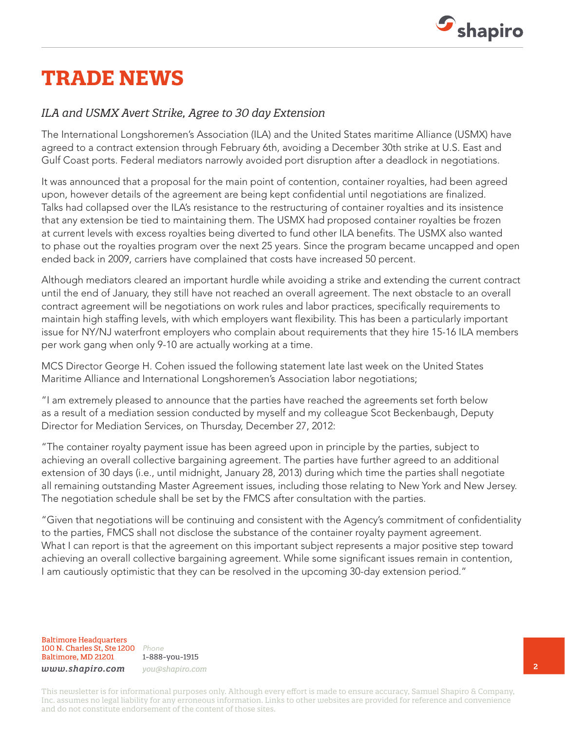# TRADE NEWS

## *ILA and USMX Avert Strike, Agree to 30 day Extension*

The International Longshoremen's Association (ILA) and the United States maritime Alliance (USMX) have agreed to a contract extension through February 6th, avoiding a December 30th strike at U.S. East and Gulf Coast ports. Federal mediators narrowly avoided port disruption after a deadlock in negotiations.

It was announced that a proposal for the main point of contention, container royalties, had been agreed upon, however details of the agreement are being kept confidential until negotiations are finalized. Talks had collapsed over the ILA's resistance to the restructuring of container royalties and its insistence that any extension be tied to maintaining them. The USMX had proposed container royalties be frozen at current levels with excess royalties being diverted to fund other ILA benefits. The USMX also wanted to phase out the royalties program over the next 25 years. Since the program became uncapped and open ended back in 2009, carriers have complained that costs have increased 50 percent.

Although mediators cleared an important hurdle while avoiding a strike and extending the current contract until the end of January, they still have not reached an overall agreement. The next obstacle to an overall contract agreement will be negotiations on work rules and labor practices, specifically requirements to maintain high staffing levels, with which employers want flexibility. This has been a particularly important issue for NY/NJ waterfront employers who complain about requirements that they hire 15-16 ILA members per work gang when only 9-10 are actually working at a time.

MCS Director George H. Cohen issued the following statement late last week on the United States Maritime Alliance and International Longshoremen's Association labor negotiations;

"I am extremely pleased to announce that the parties have reached the agreements set forth below as a result of a mediation session conducted by myself and my colleague Scot Beckenbaugh, Deputy Director for Mediation Services, on Thursday, December 27, 2012:

"The container royalty payment issue has been agreed upon in principle by the parties, subject to achieving an overall collective bargaining agreement. The parties have further agreed to an additional extension of 30 days (i.e., until midnight, January 28, 2013) during which time the parties shall negotiate all remaining outstanding Master Agreement issues, including those relating to New York and New Jersey. The negotiation schedule shall be set by the FMCS after consultation with the parties.

"Given that negotiations will be continuing and consistent with the Agency's commitment of confidentiality to the parties, FMCS shall not disclose the substance of the container royalty payment agreement. What I can report is that the agreement on this important subject represents a major positive step toward achieving an overall collective bargaining agreement. While some significant issues remain in contention, I am cautiously optimistic that they can be resolved in the upcoming 30-day extension period."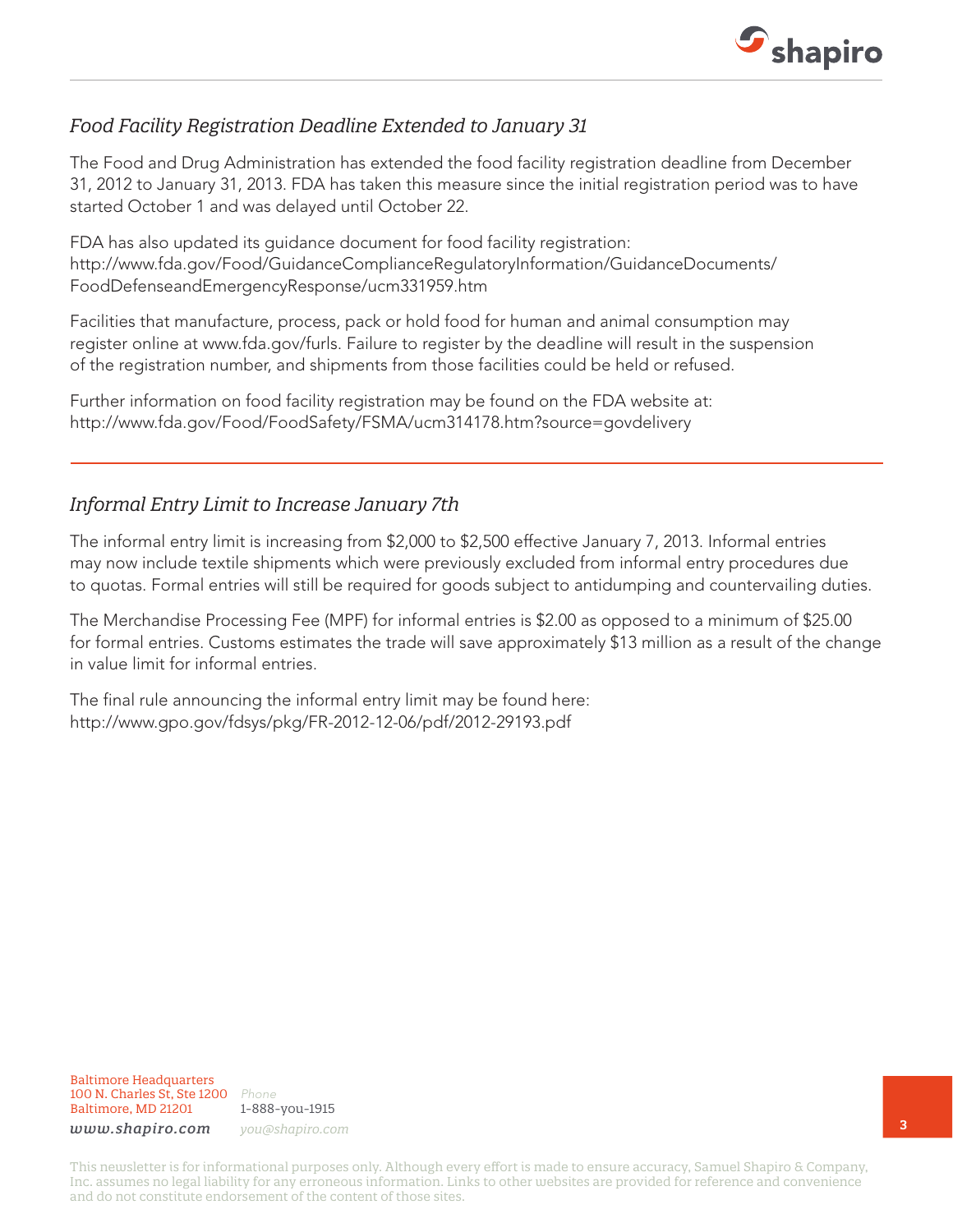## *Food Facility Registration Deadline Extended to January 31*

The Food and Drug Administration has extended the food facility registration deadline from December 31, 2012 to January 31, 2013. FDA has taken this measure since the initial registration period was to have started October 1 and was delayed until October 22.

FDA has also updated its guidance document for food facility registration:
http://www.fda.gov/Food/GuidanceComplianceRegulatoryInformation/GuidanceDocuments/FoodDefenseandEmergencyResponse/ucm331959.htm

Facilities that manufacture, process, pack or hold food for human and animal consumption may register online at www.fda.gov/furls. Failure to register by the deadline will result in the suspension of the registration number, and shipments from those facilities could be held or refused.

Further information on food facility registration may be found on the FDA website at:
http://www.fda.gov/Food/FoodSafety/FSMA/ucm314178.htm?source=govdelivery

---

## *Informal Entry Limit to Increase January 7th*

The informal entry limit is increasing from $2,000 to $2,500 effective January 7, 2013. Informal entries may now include textile shipments which were previously excluded from informal entry procedures due to quotas. Formal entries will still be required for goods subject to antidumping and countervailing duties.

The Merchandise Processing Fee (MPF) for informal entries is $2.00 as opposed to a minimum of $25.00 for formal entries. Customs estimates the trade will save approximately $13 million as a result of the change in value limit for informal entries.

The final rule announcing the informal entry limit may be found here:
http://www.gpo.gov/fdsys/pkg/FR-2012-12-06/pdf/2012-29193.pdf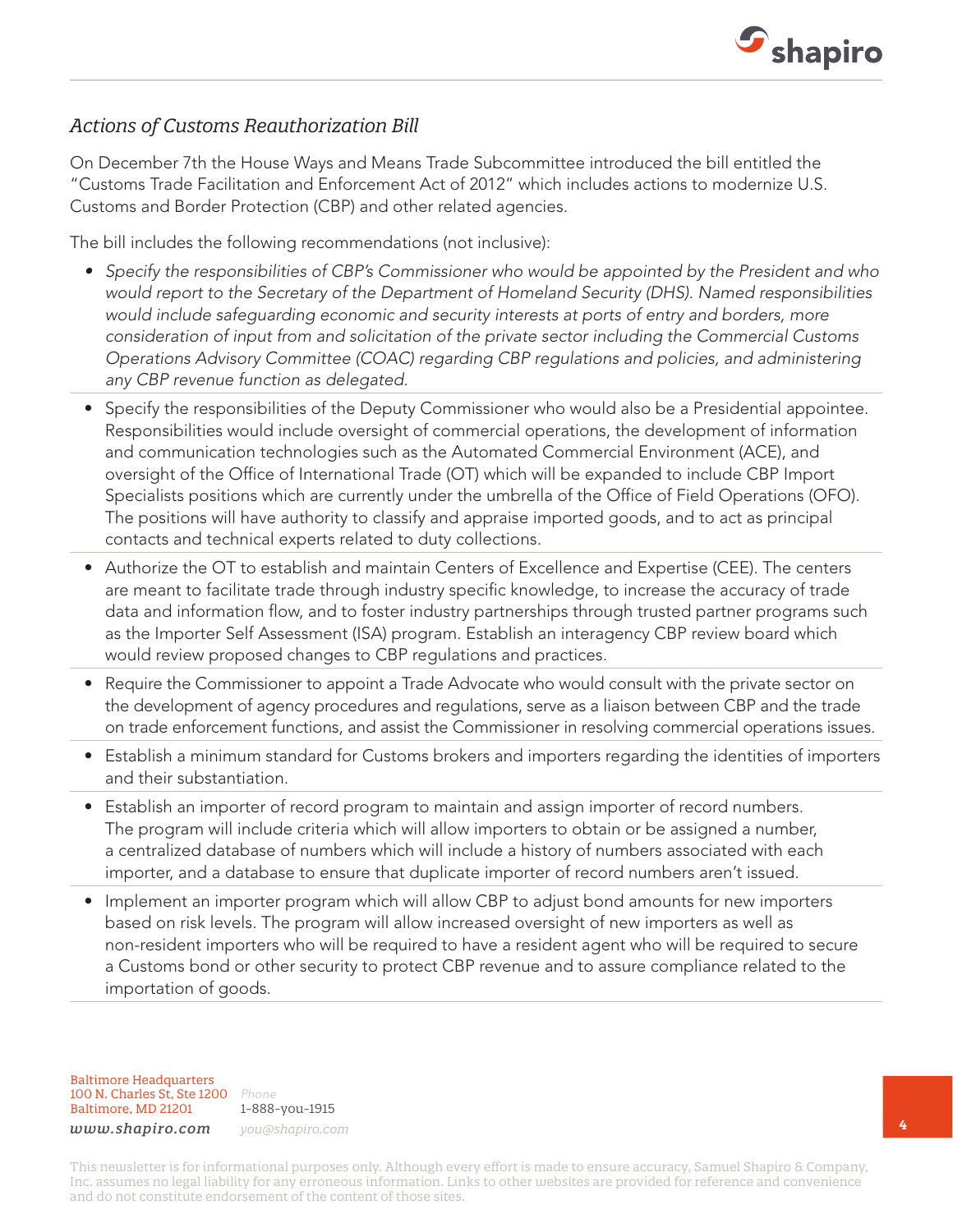### *Actions of Customs Reauthorization Bill*

On December 7th the House Ways and Means Trade Subcommittee introduced the bill entitled the "Customs Trade Facilitation and Enforcement Act of 2012" which includes actions to modernize U.S. Customs and Border Protection (CBP) and other related agencies.

The bill includes the following recommendations (not inclusive):

- *Specify the responsibilities of CBP's Commissioner who would be appointed by the President and who would report to the Secretary of the Department of Homeland Security (DHS). Named responsibilities would include safeguarding economic and security interests at ports of entry and borders, more consideration of input from and solicitation of the private sector including the Commercial Customs Operations Advisory Committee (COAC) regarding CBP regulations and policies, and administering any CBP revenue function as delegated.*
- Specify the responsibilities of the Deputy Commissioner who would also be a Presidential appointee. Responsibilities would include oversight of commercial operations, the development of information and communication technologies such as the Automated Commercial Environment (ACE), and oversight of the Office of International Trade (OT) which will be expanded to include CBP Import Specialists positions which are currently under the umbrella of the Office of Field Operations (OFO). The positions will have authority to classify and appraise imported goods, and to act as principal contacts and technical experts related to duty collections.
- Authorize the OT to establish and maintain Centers of Excellence and Expertise (CEE). The centers are meant to facilitate trade through industry specific knowledge, to increase the accuracy of trade data and information flow, and to foster industry partnerships through trusted partner programs such as the Importer Self Assessment (ISA) program. Establish an interagency CBP review board which would review proposed changes to CBP regulations and practices.
- Require the Commissioner to appoint a Trade Advocate who would consult with the private sector on the development of agency procedures and regulations, serve as a liaison between CBP and the trade on trade enforcement functions, and assist the Commissioner in resolving commercial operations issues.
- Establish a minimum standard for Customs brokers and importers regarding the identities of importers and their substantiation.
- Establish an importer of record program to maintain and assign importer of record numbers. The program will include criteria which will allow importers to obtain or be assigned a number, a centralized database of numbers which will include a history of numbers associated with each importer, and a database to ensure that duplicate importer of record numbers aren't issued.
- Implement an importer program which will allow CBP to adjust bond amounts for new importers based on risk levels. The program will allow increased oversight of new importers as well as non-resident importers who will be required to have a resident agent who will be required to secure a Customs bond or other security to protect CBP revenue and to assure compliance related to the importation of goods.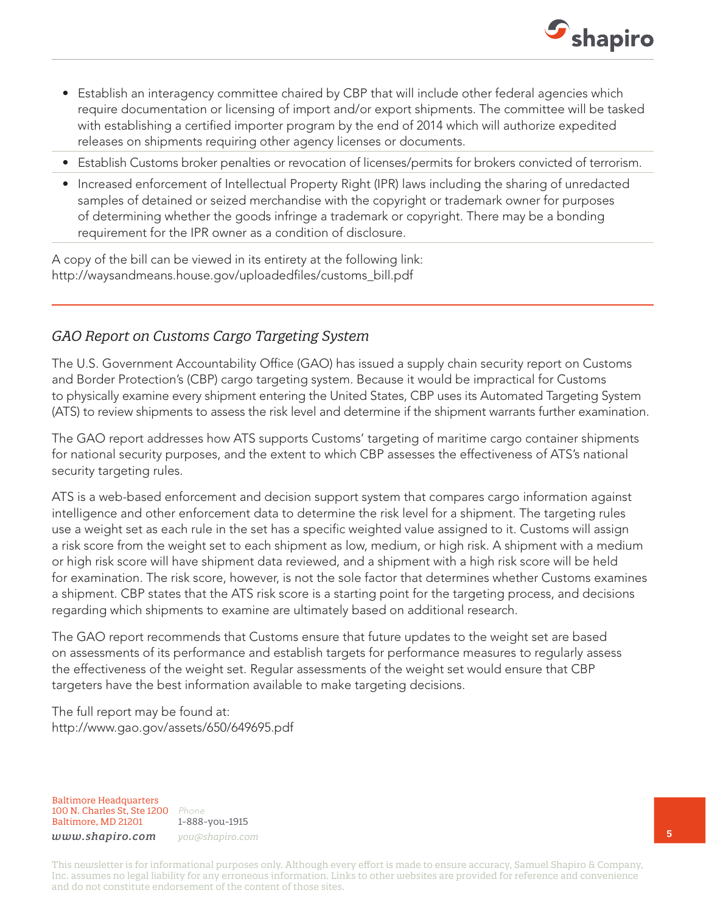- Establish an interagency committee chaired by CBP that will include other federal agencies which require documentation or licensing of import and/or export shipments. The committee will be tasked with establishing a certified importer program by the end of 2014 which will authorize expedited releases on shipments requiring other agency licenses or documents.
- Establish Customs broker penalties or revocation of licenses/permits for brokers convicted of terrorism.
- Increased enforcement of Intellectual Property Right (IPR) laws including the sharing of unredacted samples of detained or seized merchandise with the copyright or trademark owner for purposes of determining whether the goods infringe a trademark or copyright. There may be a bonding requirement for the IPR owner as a condition of disclosure.

A copy of the bill can be viewed in its entirety at the following link:
http://waysandmeans.house.gov/uploadedfiles/customs_bill.pdf

## *GAO Report on Customs Cargo Targeting System*

The U.S. Government Accountability Office (GAO) has issued a supply chain security report on Customs and Border Protection's (CBP) cargo targeting system. Because it would be impractical for Customs to physically examine every shipment entering the United States, CBP uses its Automated Targeting System (ATS) to review shipments to assess the risk level and determine if the shipment warrants further examination.

The GAO report addresses how ATS supports Customs' targeting of maritime cargo container shipments for national security purposes, and the extent to which CBP assesses the effectiveness of ATS's national security targeting rules.

ATS is a web-based enforcement and decision support system that compares cargo information against intelligence and other enforcement data to determine the risk level for a shipment. The targeting rules use a weight set as each rule in the set has a specific weighted value assigned to it. Customs will assign a risk score from the weight set to each shipment as low, medium, or high risk. A shipment with a medium or high risk score will have shipment data reviewed, and a shipment with a high risk score will be held for examination. The risk score, however, is not the sole factor that determines whether Customs examines a shipment. CBP states that the ATS risk score is a starting point for the targeting process, and decisions regarding which shipments to examine are ultimately based on additional research.

The GAO report recommends that Customs ensure that future updates to the weight set are based on assessments of its performance and establish targets for performance measures to regularly assess the effectiveness of the weight set. Regular assessments of the weight set would ensure that CBP targeters have the best information available to make targeting decisions.

The full report may be found at:
http://www.gao.gov/assets/650/649695.pdf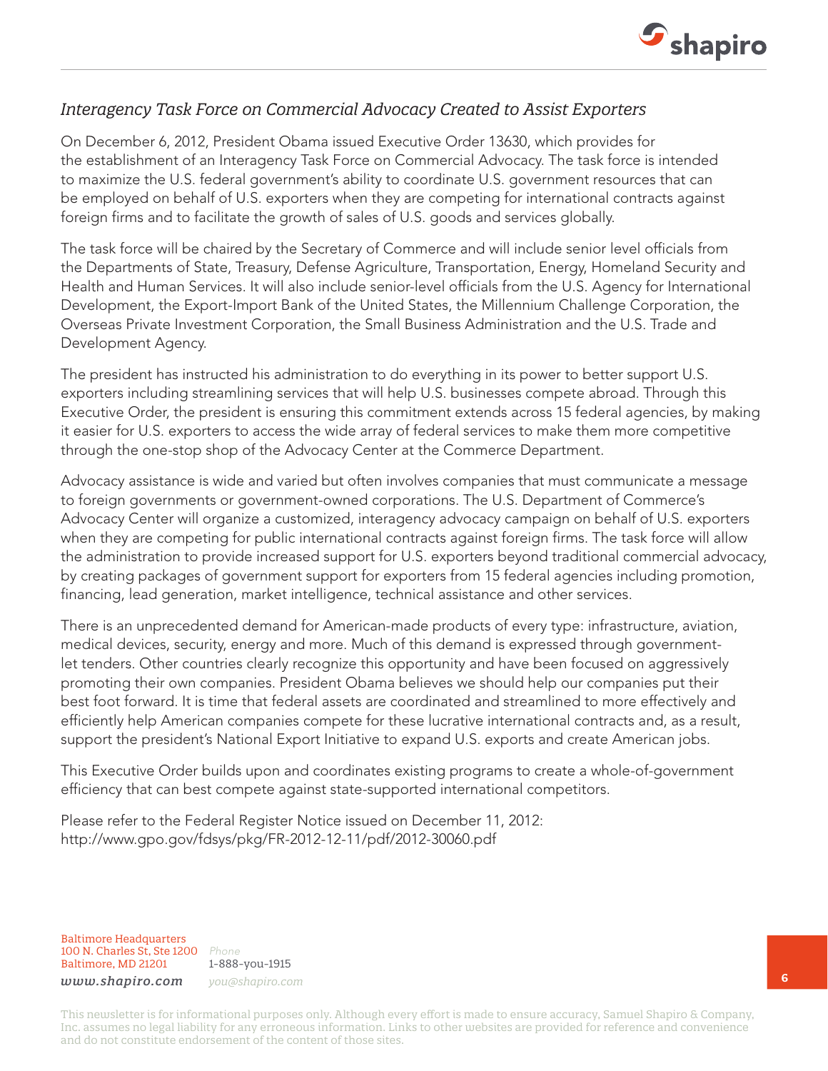### *Interagency Task Force on Commercial Advocacy Created to Assist Exporters*

On December 6, 2012, President Obama issued Executive Order 13630, which provides for the establishment of an Interagency Task Force on Commercial Advocacy. The task force is intended to maximize the U.S. federal government's ability to coordinate U.S. government resources that can be employed on behalf of U.S. exporters when they are competing for international contracts against foreign firms and to facilitate the growth of sales of U.S. goods and services globally.

The task force will be chaired by the Secretary of Commerce and will include senior level officials from the Departments of State, Treasury, Defense Agriculture, Transportation, Energy, Homeland Security and Health and Human Services. It will also include senior-level officials from the U.S. Agency for International Development, the Export-Import Bank of the United States, the Millennium Challenge Corporation, the Overseas Private Investment Corporation, the Small Business Administration and the U.S. Trade and Development Agency.

The president has instructed his administration to do everything in its power to better support U.S. exporters including streamlining services that will help U.S. businesses compete abroad. Through this Executive Order, the president is ensuring this commitment extends across 15 federal agencies, by making it easier for U.S. exporters to access the wide array of federal services to make them more competitive through the one-stop shop of the Advocacy Center at the Commerce Department.

Advocacy assistance is wide and varied but often involves companies that must communicate a message to foreign governments or government-owned corporations. The U.S. Department of Commerce's Advocacy Center will organize a customized, interagency advocacy campaign on behalf of U.S. exporters when they are competing for public international contracts against foreign firms. The task force will allow the administration to provide increased support for U.S. exporters beyond traditional commercial advocacy, by creating packages of government support for exporters from 15 federal agencies including promotion, financing, lead generation, market intelligence, technical assistance and other services.

There is an unprecedented demand for American-made products of every type: infrastructure, aviation, medical devices, security, energy and more. Much of this demand is expressed through government-let tenders. Other countries clearly recognize this opportunity and have been focused on aggressively promoting their own companies. President Obama believes we should help our companies put their best foot forward. It is time that federal assets are coordinated and streamlined to more effectively and efficiently help American companies compete for these lucrative international contracts and, as a result, support the president's National Export Initiative to expand U.S. exports and create American jobs.

This Executive Order builds upon and coordinates existing programs to create a whole-of-government efficiency that can best compete against state-supported international competitors.

Please refer to the Federal Register Notice issued on December 11, 2012:
http://www.gpo.gov/fdsys/pkg/FR-2012-12-11/pdf/2012-30060.pdf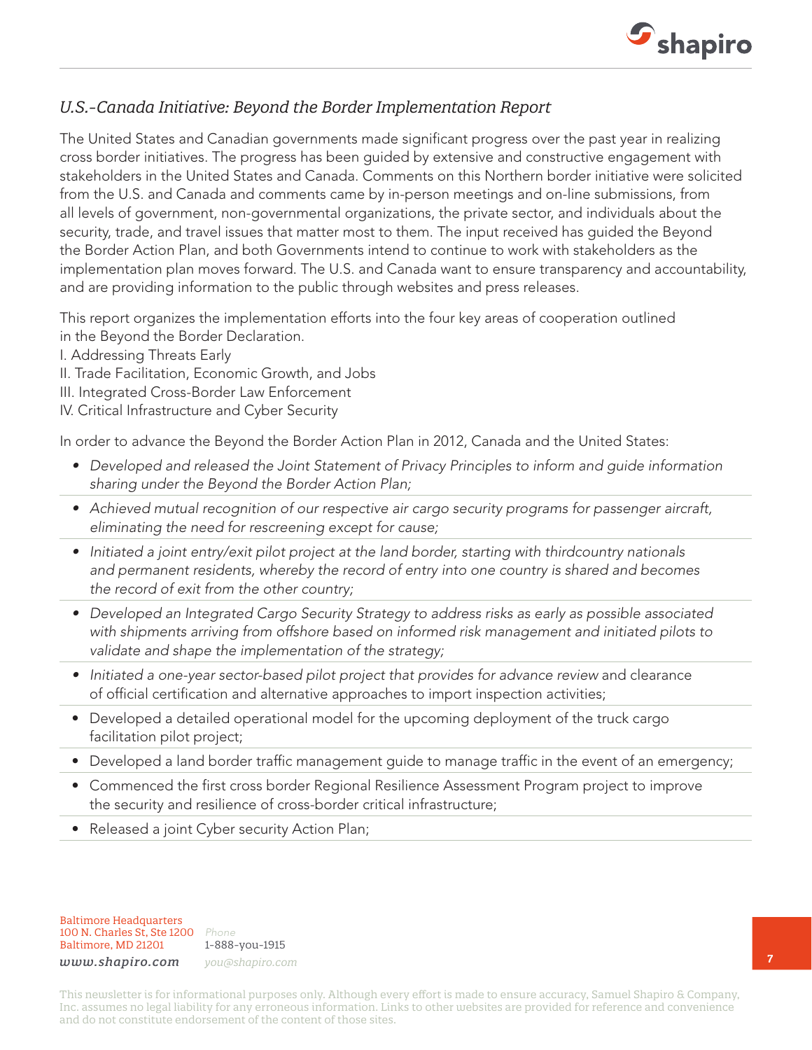## *U.S.-Canada Initiative: Beyond the Border Implementation Report*

The United States and Canadian governments made significant progress over the past year in realizing cross border initiatives. The progress has been guided by extensive and constructive engagement with stakeholders in the United States and Canada. Comments on this Northern border initiative were solicited from the U.S. and Canada and comments came by in-person meetings and on-line submissions, from all levels of government, non-governmental organizations, the private sector, and individuals about the security, trade, and travel issues that matter most to them. The input received has guided the Beyond the Border Action Plan, and both Governments intend to continue to work with stakeholders as the implementation plan moves forward. The U.S. and Canada want to ensure transparency and accountability, and are providing information to the public through websites and press releases.

This report organizes the implementation efforts into the four key areas of cooperation outlined in the Beyond the Border Declaration.

I. Addressing Threats Early
II. Trade Facilitation, Economic Growth, and Jobs
III. Integrated Cross-Border Law Enforcement
IV. Critical Infrastructure and Cyber Security

In order to advance the Beyond the Border Action Plan in 2012, Canada and the United States:

- *Developed and released the Joint Statement of Privacy Principles to inform and guide information sharing under the Beyond the Border Action Plan;*
- *Achieved mutual recognition of our respective air cargo security programs for passenger aircraft, eliminating the need for rescreening except for cause;*
- *Initiated a joint entry/exit pilot project at the land border, starting with thirdcountry nationals and permanent residents, whereby the record of entry into one country is shared and becomes the record of exit from the other country;*
- *Developed an Integrated Cargo Security Strategy to address risks as early as possible associated with shipments arriving from offshore based on informed risk management and initiated pilots to validate and shape the implementation of the strategy;*
- *Initiated a one-year sector-based pilot project that provides for advance review* and clearance of official certification and alternative approaches to import inspection activities;
- Developed a detailed operational model for the upcoming deployment of the truck cargo facilitation pilot project;
- Developed a land border traffic management guide to manage traffic in the event of an emergency;
- Commenced the first cross border Regional Resilience Assessment Program project to improve the security and resilience of cross-border critical infrastructure;
- Released a joint Cyber security Action Plan;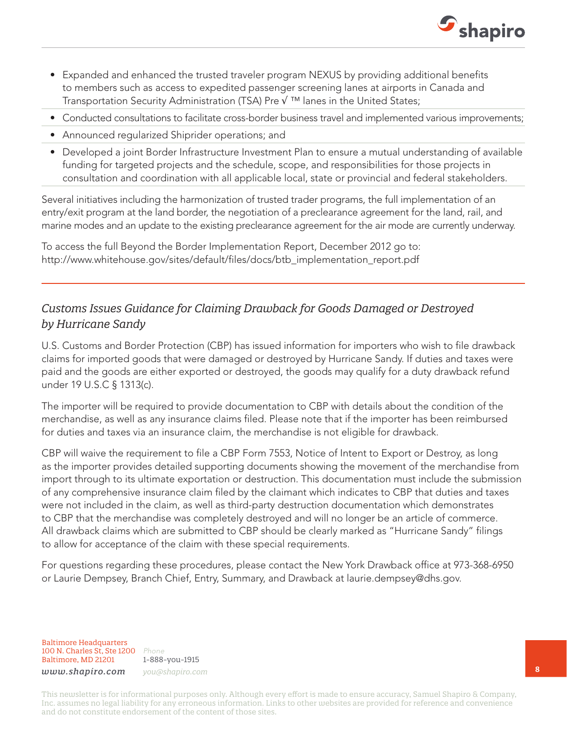- Expanded and enhanced the trusted traveler program NEXUS by providing additional benefits to members such as access to expedited passenger screening lanes at airports in Canada and Transportation Security Administration (TSA) Pre √ ™ lanes in the United States;
- Conducted consultations to facilitate cross-border business travel and implemented various improvements;
- Announced regularized Shiprider operations; and
- Developed a joint Border Infrastructure Investment Plan to ensure a mutual understanding of available funding for targeted projects and the schedule, scope, and responsibilities for those projects in consultation and coordination with all applicable local, state or provincial and federal stakeholders.

Several initiatives including the harmonization of trusted trader programs, the full implementation of an entry/exit program at the land border, the negotiation of a preclearance agreement for the land, rail, and marine modes and an update to the existing preclearance agreement for the air mode are currently underway.

To access the full Beyond the Border Implementation Report, December 2012 go to: http://www.whitehouse.gov/sites/default/files/docs/btb_implementation_report.pdf

---

## *Customs Issues Guidance for Claiming Drawback for Goods Damaged or Destroyed by Hurricane Sandy*

U.S. Customs and Border Protection (CBP) has issued information for importers who wish to file drawback claims for imported goods that were damaged or destroyed by Hurricane Sandy. If duties and taxes were paid and the goods are either exported or destroyed, the goods may qualify for a duty drawback refund under 19 U.S.C § 1313(c).

The importer will be required to provide documentation to CBP with details about the condition of the merchandise, as well as any insurance claims filed. Please note that if the importer has been reimbursed for duties and taxes via an insurance claim, the merchandise is not eligible for drawback.

CBP will waive the requirement to file a CBP Form 7553, Notice of Intent to Export or Destroy, as long as the importer provides detailed supporting documents showing the movement of the merchandise from import through to its ultimate exportation or destruction. This documentation must include the submission of any comprehensive insurance claim filed by the claimant which indicates to CBP that duties and taxes were not included in the claim, as well as third-party destruction documentation which demonstrates to CBP that the merchandise was completely destroyed and will no longer be an article of commerce. All drawback claims which are submitted to CBP should be clearly marked as "Hurricane Sandy" filings to allow for acceptance of the claim with these special requirements.

For questions regarding these procedures, please contact the New York Drawback office at 973-368-6950 or Laurie Dempsey, Branch Chief, Entry, Summary, and Drawback at laurie.dempsey@dhs.gov.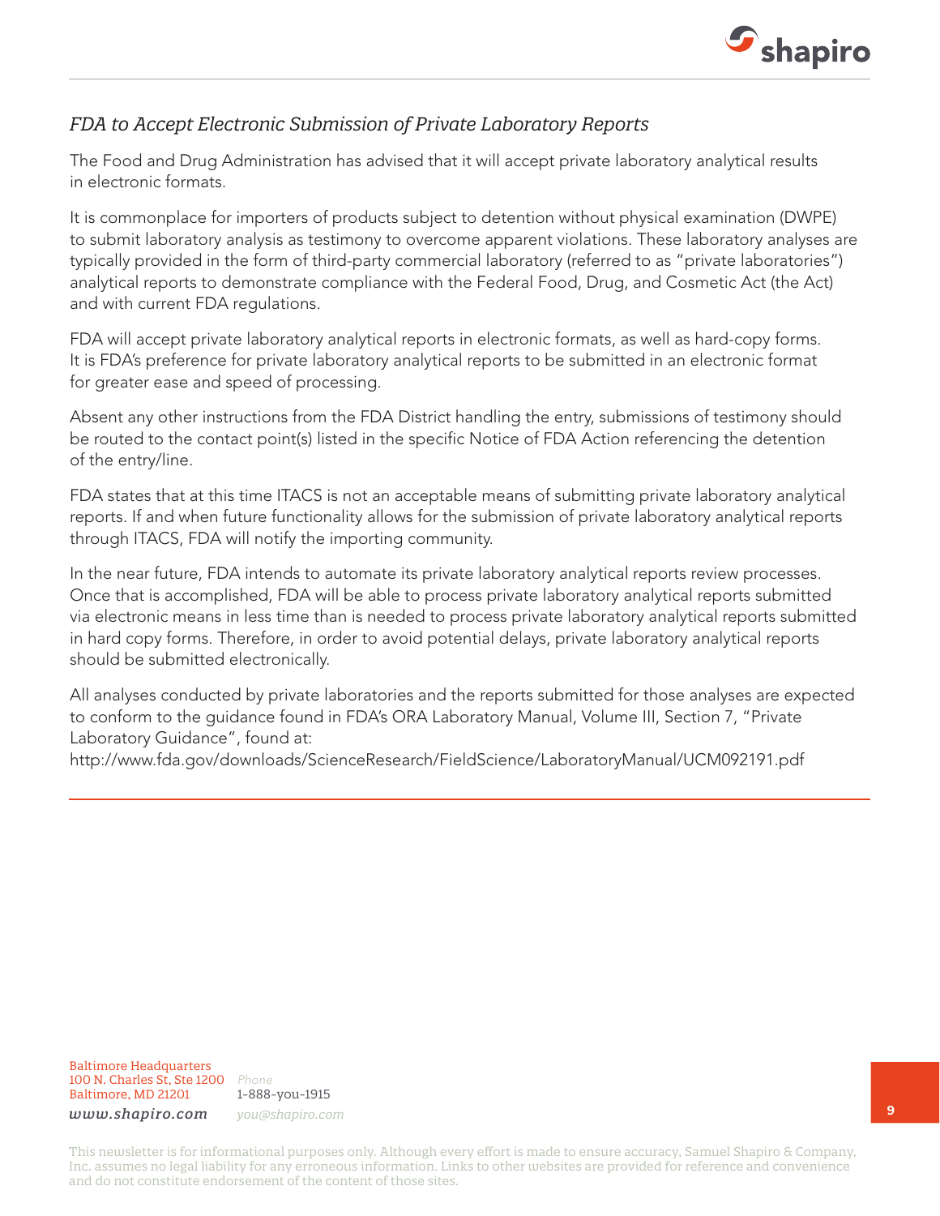## *FDA to Accept Electronic Submission of Private Laboratory Reports*

The Food and Drug Administration has advised that it will accept private laboratory analytical results in electronic formats.

It is commonplace for importers of products subject to detention without physical examination (DWPE) to submit laboratory analysis as testimony to overcome apparent violations. These laboratory analyses are typically provided in the form of third-party commercial laboratory (referred to as "private laboratories") analytical reports to demonstrate compliance with the Federal Food, Drug, and Cosmetic Act (the Act) and with current FDA regulations.

FDA will accept private laboratory analytical reports in electronic formats, as well as hard-copy forms. It is FDA's preference for private laboratory analytical reports to be submitted in an electronic format for greater ease and speed of processing.

Absent any other instructions from the FDA District handling the entry, submissions of testimony should be routed to the contact point(s) listed in the specific Notice of FDA Action referencing the detention of the entry/line.

FDA states that at this time ITACS is not an acceptable means of submitting private laboratory analytical reports. If and when future functionality allows for the submission of private laboratory analytical reports through ITACS, FDA will notify the importing community.

In the near future, FDA intends to automate its private laboratory analytical reports review processes. Once that is accomplished, FDA will be able to process private laboratory analytical reports submitted via electronic means in less time than is needed to process private laboratory analytical reports submitted in hard copy forms. Therefore, in order to avoid potential delays, private laboratory analytical reports should be submitted electronically.

All analyses conducted by private laboratories and the reports submitted for those analyses are expected to conform to the guidance found in FDA's ORA Laboratory Manual, Volume III, Section 7, "Private Laboratory Guidance", found at:
http://www.fda.gov/downloads/ScienceResearch/FieldScience/LaboratoryManual/UCM092191.pdf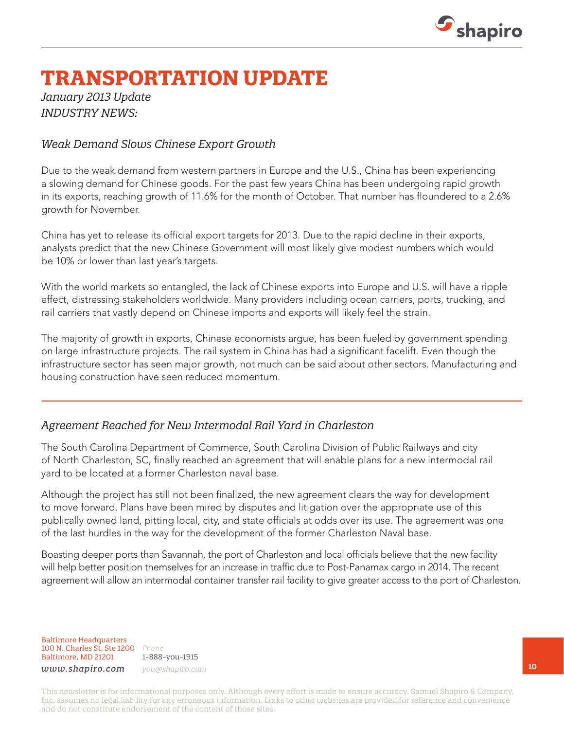# TRANSPORTATION UPDATE

*January 2013 Update*
*INDUSTRY NEWS:*

## *Weak Demand Slows Chinese Export Growth*

Due to the weak demand from western partners in Europe and the U.S., China has been experiencing a slowing demand for Chinese goods. For the past few years China has been undergoing rapid growth in its exports, reaching growth of 11.6% for the month of October. That number has floundered to a 2.6% growth for November.

China has yet to release its official export targets for 2013. Due to the rapid decline in their exports, analysts predict that the new Chinese Government will most likely give modest numbers which would be 10% or lower than last year's targets.

With the world markets so entangled, the lack of Chinese exports into Europe and U.S. will have a ripple effect, distressing stakeholders worldwide. Many providers including ocean carriers, ports, trucking, and rail carriers that vastly depend on Chinese imports and exports will likely feel the strain.

The majority of growth in exports, Chinese economists argue, has been fueled by government spending on large infrastructure projects. The rail system in China has had a significant facelift. Even though the infrastructure sector has seen major growth, not much can be said about other sectors. Manufacturing and housing construction have seen reduced momentum.

---

## *Agreement Reached for New Intermodal Rail Yard in Charleston*

The South Carolina Department of Commerce, South Carolina Division of Public Railways and city of North Charleston, SC, finally reached an agreement that will enable plans for a new intermodal rail yard to be located at a former Charleston naval base.

Although the project has still not been finalized, the new agreement clears the way for development to move forward. Plans have been mired by disputes and litigation over the appropriate use of this publically owned land, pitting local, city, and state officials at odds over its use. The agreement was one of the last hurdles in the way for the development of the former Charleston Naval base.

Boasting deeper ports than Savannah, the port of Charleston and local officials believe that the new facility will help better position themselves for an increase in traffic due to Post-Panamax cargo in 2014. The recent agreement will allow an intermodal container transfer rail facility to give greater access to the port of Charleston.

Baltimore Headquarters
100 N. Charles St, Ste 1200
Baltimore, MD 21201
*www.shapiro.com*

*Phone*
1-888-you-1915
*you@shapiro.com*

This newsletter is for informational purposes only. Although every effort is made to ensure accuracy, Samuel Shapiro & Company, Inc. assumes no legal liability for any erroneous information. Links to other websites are provided for reference and convenience and do not constitute endorsement of the content of those sites.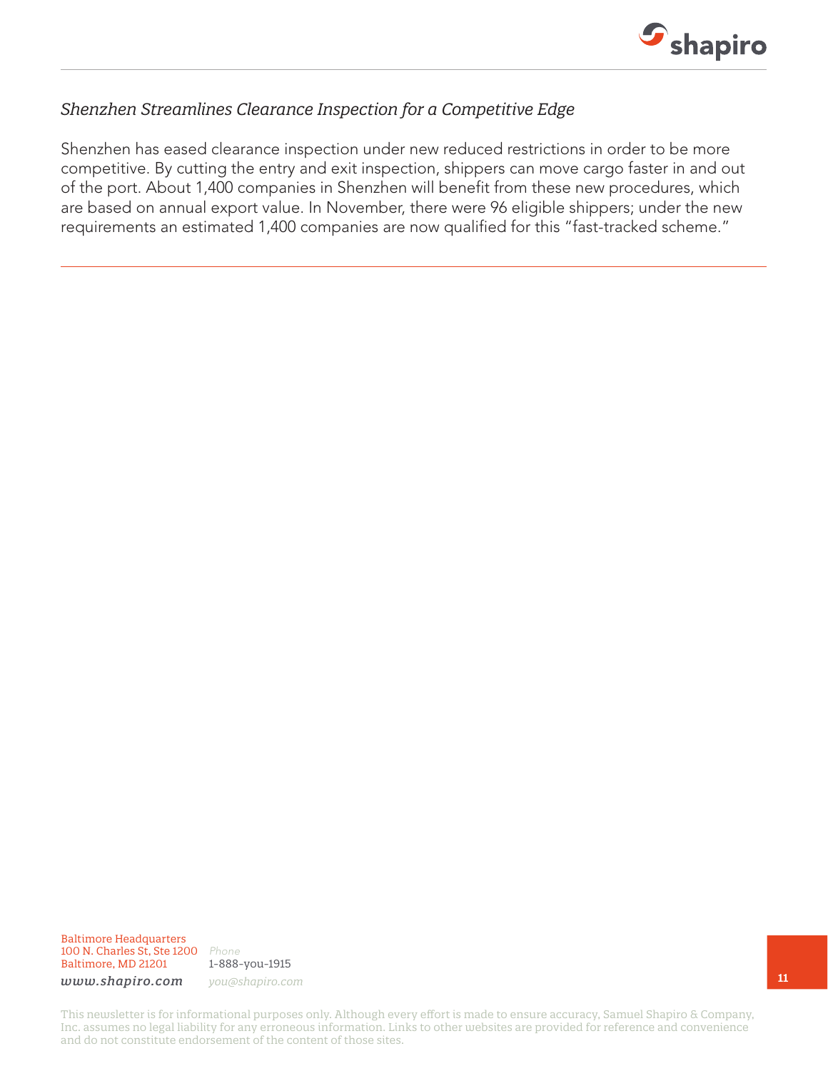*Shenzhen Streamlines Clearance Inspection for a Competitive Edge*

Shenzhen has eased clearance inspection under new reduced restrictions in order to be more competitive. By cutting the entry and exit inspection, shippers can move cargo faster in and out of the port. About 1,400 companies in Shenzhen will benefit from these new procedures, which are based on annual export value. In November, there were 96 eligible shippers; under the new requirements an estimated 1,400 companies are now qualified for this "fast-tracked scheme."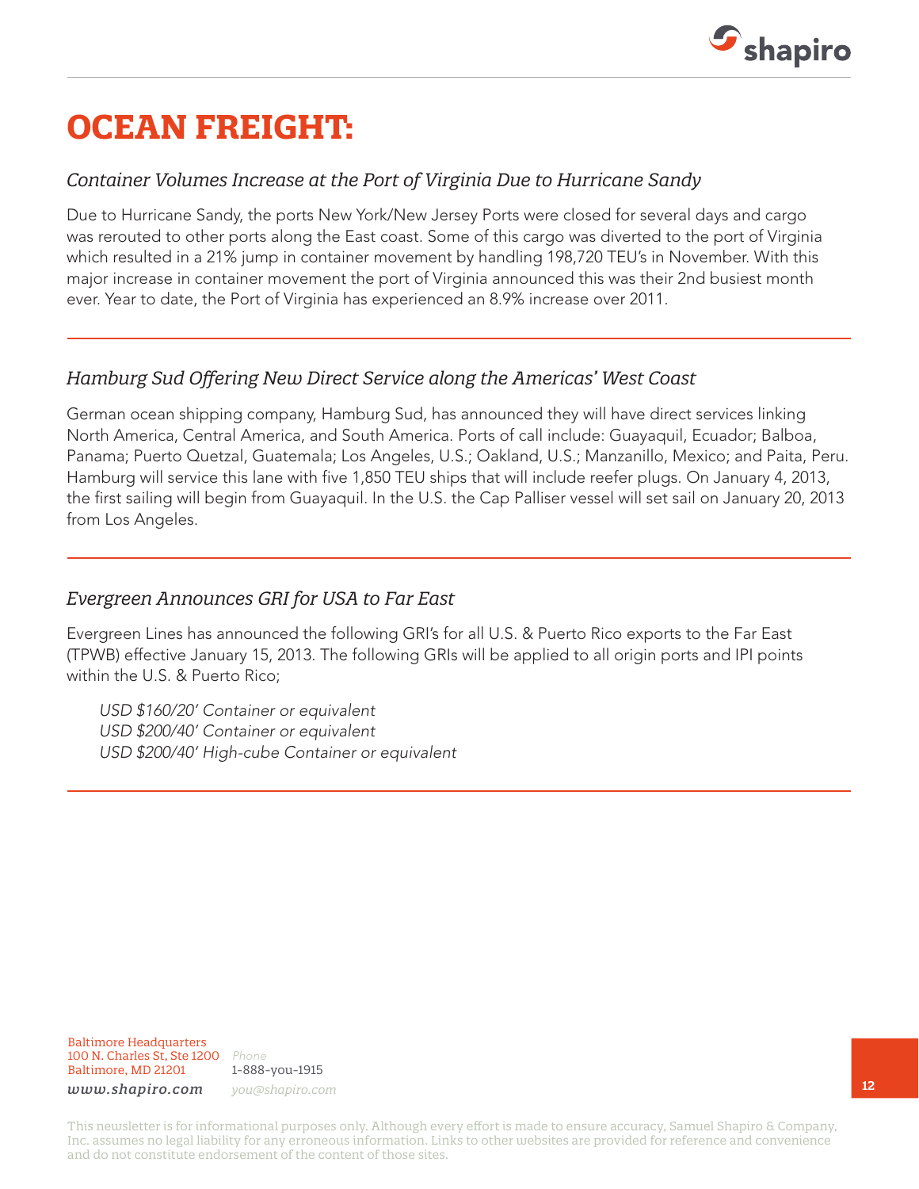# OCEAN FREIGHT:

### *Container Volumes Increase at the Port of Virginia Due to Hurricane Sandy*

Due to Hurricane Sandy, the ports New York/New Jersey Ports were closed for several days and cargo was rerouted to other ports along the East coast. Some of this cargo was diverted to the port of Virginia which resulted in a 21% jump in container movement by handling 198,720 TEU's in November. With this major increase in container movement the port of Virginia announced this was their 2nd busiest month ever. Year to date, the Port of Virginia has experienced an 8.9% increase over 2011.

---

### *Hamburg Sud Offering New Direct Service along the Americas' West Coast*

German ocean shipping company, Hamburg Sud, has announced they will have direct services linking North America, Central America, and South America. Ports of call include: Guayaquil, Ecuador; Balboa, Panama; Puerto Quetzal, Guatemala; Los Angeles, U.S.; Oakland, U.S.; Manzanillo, Mexico; and Paita, Peru. Hamburg will service this lane with five 1,850 TEU ships that will include reefer plugs. On January 4, 2013, the first sailing will begin from Guayaquil. In the U.S. the Cap Palliser vessel will set sail on January 20, 2013 from Los Angeles.

---

### *Evergreen Announces GRI for USA to Far East*

Evergreen Lines has announced the following GRI's for all U.S. & Puerto Rico exports to the Far East (TPWB) effective January 15, 2013. The following GRIs will be applied to all origin ports and IPI points within the U.S. & Puerto Rico;

*USD $160/20' Container or equivalent*
*USD $200/40' Container or equivalent*
*USD $200/40' High-cube Container or equivalent*

---

Baltimore Headquarters
100 N. Charles St, Ste 1200
Baltimore, MD 21201
*www.shapiro.com*

*Phone*
1-888-you-1915
*you@shapiro.com*

This newsletter is for informational purposes only. Although every effort is made to ensure accuracy, Samuel Shapiro & Company, Inc. assumes no legal liability for any erroneous information. Links to other websites are provided for reference and convenience and do not constitute endorsement of the content of those sites.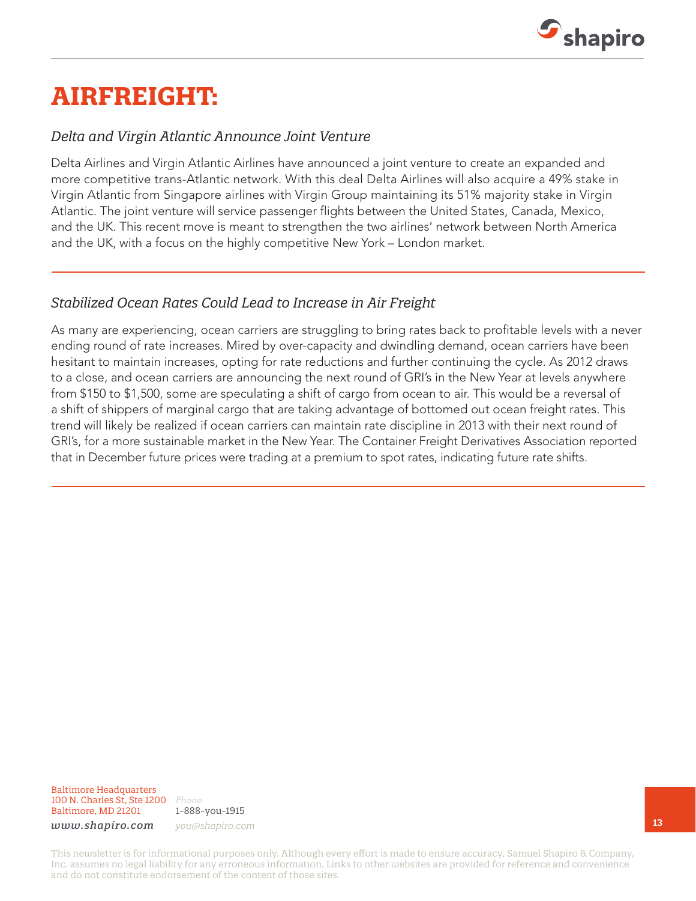# AIRFREIGHT:

*Delta and Virgin Atlantic Announce Joint Venture*

Delta Airlines and Virgin Atlantic Airlines have announced a joint venture to create an expanded and more competitive trans-Atlantic network. With this deal Delta Airlines will also acquire a 49% stake in Virgin Atlantic from Singapore airlines with Virgin Group maintaining its 51% majority stake in Virgin Atlantic. The joint venture will service passenger flights between the United States, Canada, Mexico, and the UK. This recent move is meant to strengthen the two airlines' network between North America and the UK, with a focus on the highly competitive New York – London market.

---

*Stabilized Ocean Rates Could Lead to Increase in Air Freight*

As many are experiencing, ocean carriers are struggling to bring rates back to profitable levels with a never ending round of rate increases. Mired by over-capacity and dwindling demand, ocean carriers have been hesitant to maintain increases, opting for rate reductions and further continuing the cycle. As 2012 draws to a close, and ocean carriers are announcing the next round of GRI's in the New Year at levels anywhere from $150 to $1,500, some are speculating a shift of cargo from ocean to air. This would be a reversal of a shift of shippers of marginal cargo that are taking advantage of bottomed out ocean freight rates. This trend will likely be realized if ocean carriers can maintain rate discipline in 2013 with their next round of GRI's, for a more sustainable market in the New Year. The Container Freight Derivatives Association reported that in December future prices were trading at a premium to spot rates, indicating future rate shifts.

---

Baltimore Headquarters
100 N. Charles St, Ste 1200
Baltimore, MD 21201
*www.shapiro.com*

*Phone*
1-888-you-1915
*you@shapiro.com*

This newsletter is for informational purposes only. Although every effort is made to ensure accuracy, Samuel Shapiro & Company, Inc. assumes no legal liability for any erroneous information. Links to other websites are provided for reference and convenience and do not constitute endorsement of the content of those sites.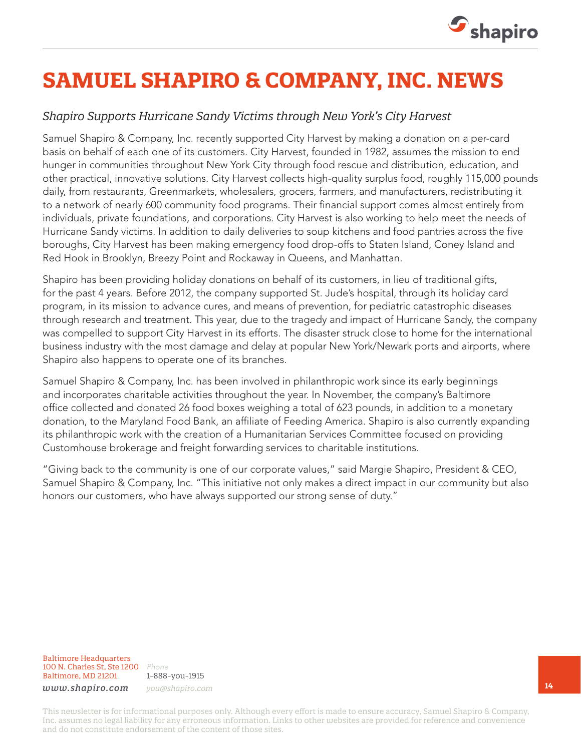# SAMUEL SHAPIRO & COMPANY, INC. NEWS

## *Shapiro Supports Hurricane Sandy Victims through New York's City Harvest*

Samuel Shapiro & Company, Inc. recently supported City Harvest by making a donation on a per-card basis on behalf of each one of its customers. City Harvest, founded in 1982, assumes the mission to end hunger in communities throughout New York City through food rescue and distribution, education, and other practical, innovative solutions. City Harvest collects high-quality surplus food, roughly 115,000 pounds daily, from restaurants, Greenmarkets, wholesalers, grocers, farmers, and manufacturers, redistributing it to a network of nearly 600 community food programs. Their financial support comes almost entirely from individuals, private foundations, and corporations. City Harvest is also working to help meet the needs of Hurricane Sandy victims. In addition to daily deliveries to soup kitchens and food pantries across the five boroughs, City Harvest has been making emergency food drop-offs to Staten Island, Coney Island and Red Hook in Brooklyn, Breezy Point and Rockaway in Queens, and Manhattan.

Shapiro has been providing holiday donations on behalf of its customers, in lieu of traditional gifts, for the past 4 years. Before 2012, the company supported St. Jude's hospital, through its holiday card program, in its mission to advance cures, and means of prevention, for pediatric catastrophic diseases through research and treatment. This year, due to the tragedy and impact of Hurricane Sandy, the company was compelled to support City Harvest in its efforts. The disaster struck close to home for the international business industry with the most damage and delay at popular New York/Newark ports and airports, where Shapiro also happens to operate one of its branches.

Samuel Shapiro & Company, Inc. has been involved in philanthropic work since its early beginnings and incorporates charitable activities throughout the year. In November, the company's Baltimore office collected and donated 26 food boxes weighing a total of 623 pounds, in addition to a monetary donation, to the Maryland Food Bank, an affiliate of Feeding America. Shapiro is also currently expanding its philanthropic work with the creation of a Humanitarian Services Committee focused on providing Customhouse brokerage and freight forwarding services to charitable institutions.

"Giving back to the community is one of our corporate values," said Margie Shapiro, President & CEO, Samuel Shapiro & Company, Inc. "This initiative not only makes a direct impact in our community but also honors our customers, who have always supported our strong sense of duty."

Baltimore Headquarters
100 N. Charles St, Ste 1200
Baltimore, MD 21201

*www.shapiro.com*

*Phone*
1-888-you-1915
*you@shapiro.com*

This newsletter is for informational purposes only. Although every effort is made to ensure accuracy, Samuel Shapiro & Company, Inc. assumes no legal liability for any erroneous information. Links to other websites are provided for reference and convenience and do not constitute endorsement of the content of those sites.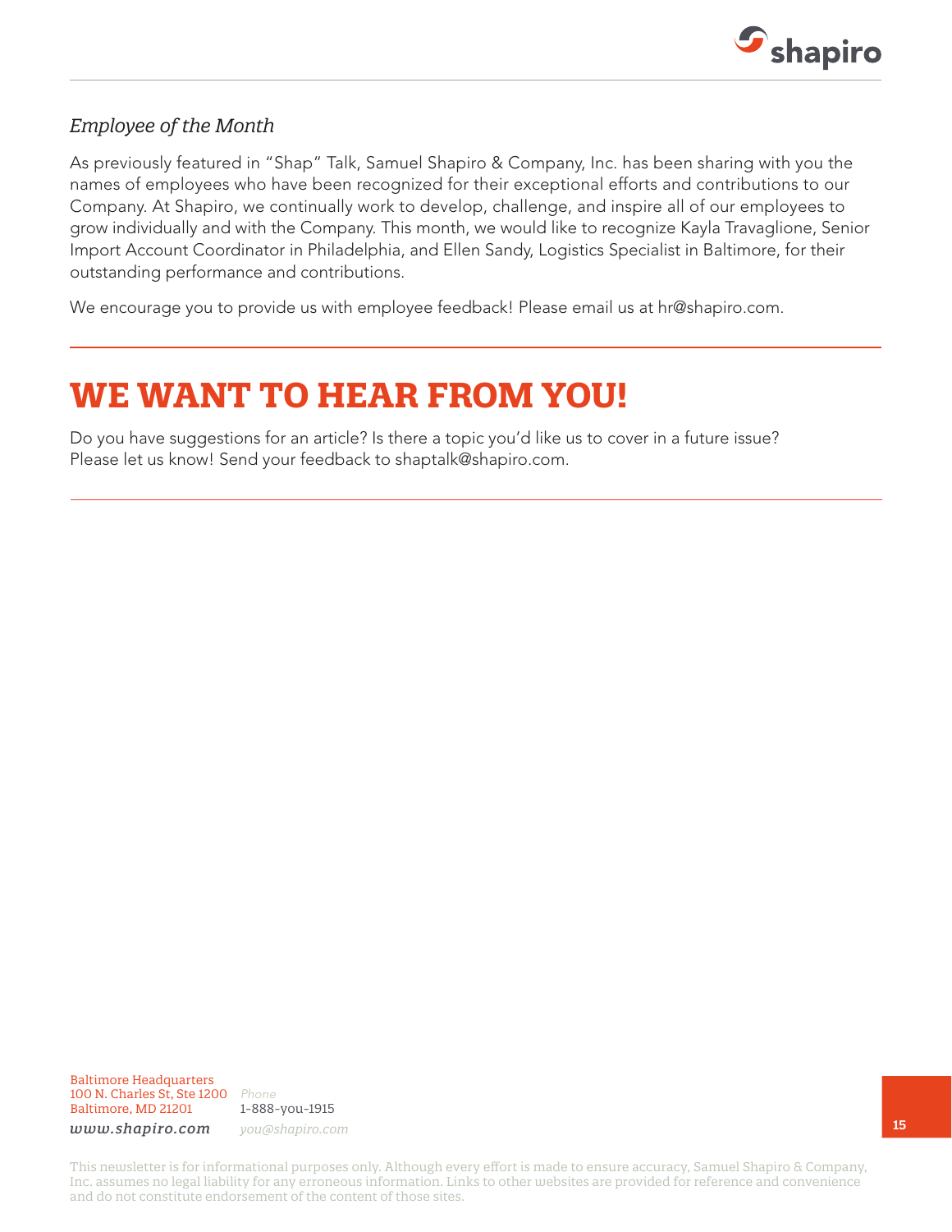*Employee of the Month*

As previously featured in "Shap" Talk, Samuel Shapiro & Company, Inc. has been sharing with you the names of employees who have been recognized for their exceptional efforts and contributions to our Company. At Shapiro, we continually work to develop, challenge, and inspire all of our employees to grow individually and with the Company. This month, we would like to recognize Kayla Travaglione, Senior Import Account Coordinator in Philadelphia, and Ellen Sandy, Logistics Specialist in Baltimore, for their outstanding performance and contributions.

We encourage you to provide us with employee feedback! Please email us at hr@shapiro.com.

# WE WANT TO HEAR FROM YOU!

Do you have suggestions for an article? Is there a topic you'd like us to cover in a future issue? Please let us know! Send your feedback to shaptalk@shapiro.com.

Baltimore Headquarters
100 N. Charles St, Ste 1200
Baltimore, MD 21201

*Phone*
1-888-you-1915

***www.shapiro.com***

*you@shapiro.com*

This newsletter is for informational purposes only. Although every effort is made to ensure accuracy, Samuel Shapiro & Company, Inc. assumes no legal liability for any erroneous information. Links to other websites are provided for reference and convenience and do not constitute endorsement of the content of those sites.